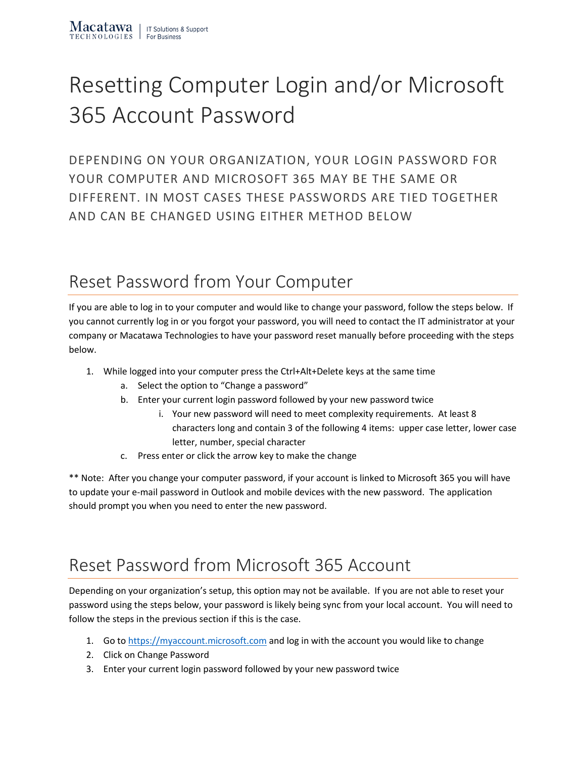# Resetting Computer Login and/or Microsoft 365 Account Password

DEPENDING ON YOUR ORGANIZATION, YOUR LOGIN PASSWORD FOR YOUR COMPUTER AND MICROSOFT 365 MAY BE THE SAME OR DIFFERENT. IN MOST CASES THESE PASSWORDS ARE TIED TOGETHER AND CAN BE CHANGED USING EITHER METHOD BELOW

## Reset Password from Your Computer

If you are able to log in to your computer and would like to change your password, follow the steps below. If you cannot currently log in or you forgot your password, you will need to contact the IT administrator at your company or Macatawa Technologies to have your password reset manually before proceeding with the steps below.

1. While logged into your computer press the Ctrl+Alt+Delete keys at the same time
   a. Select the option to "Change a password"
   b. Enter your current login password followed by your new password twice
      i. Your new password will need to meet complexity requirements. At least 8 characters long and contain 3 of the following 4 items: upper case letter, lower case letter, number, special character
   c. Press enter or click the arrow key to make the change

** Note: After you change your computer password, if your account is linked to Microsoft 365 you will have to update your e-mail password in Outlook and mobile devices with the new password. The application should prompt you when you need to enter the new password.

## Reset Password from Microsoft 365 Account

Depending on your organization's setup, this option may not be available. If you are not able to reset your password using the steps below, your password is likely being sync from your local account. You will need to follow the steps in the previous section if this is the case.

1. Go to https://myaccount.microsoft.com and log in with the account you would like to change
2. Click on Change Password
3. Enter your current login password followed by your new password twice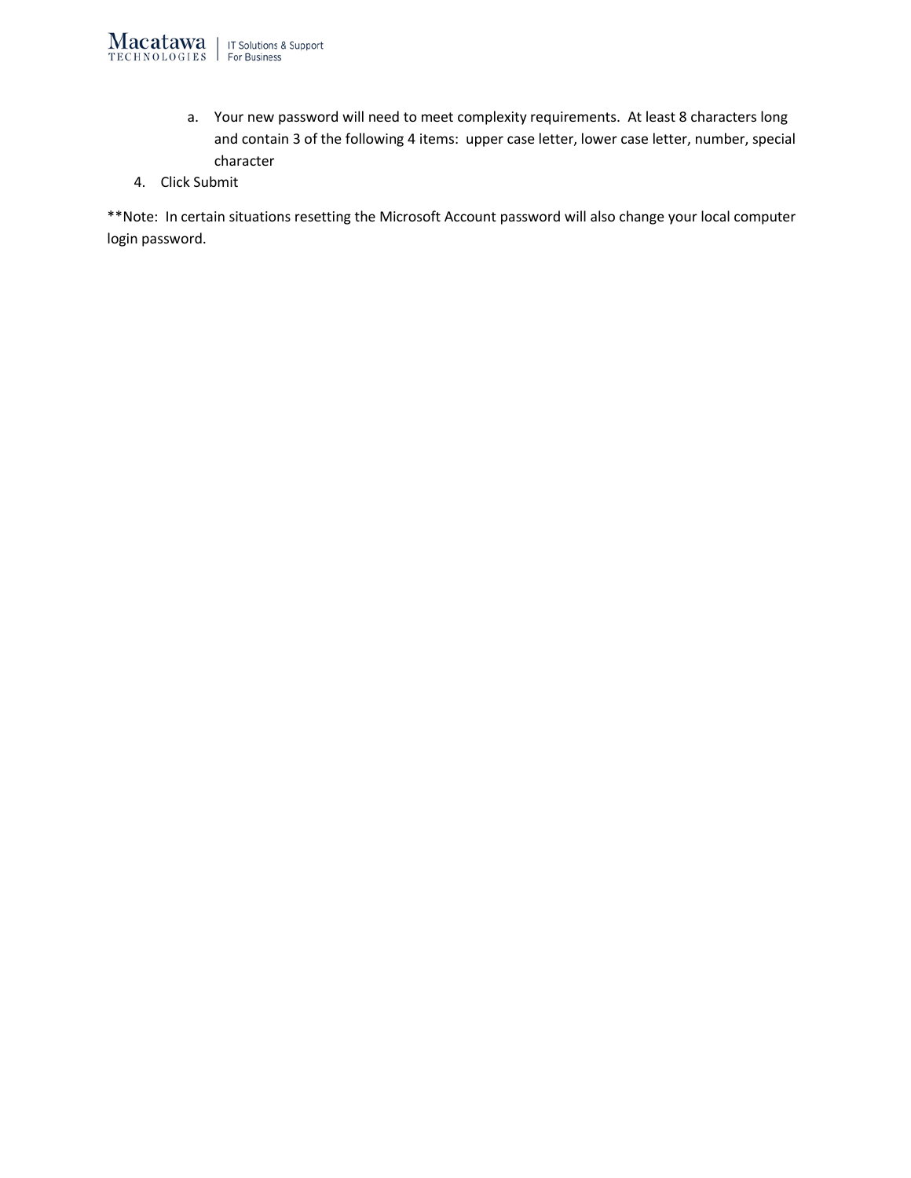a. Your new password will need to meet complexity requirements. At least 8 characters long and contain 3 of the following 4 items: upper case letter, lower case letter, number, special character

4. Click Submit

**Note: In certain situations resetting the Microsoft Account password will also change your local computer login password.